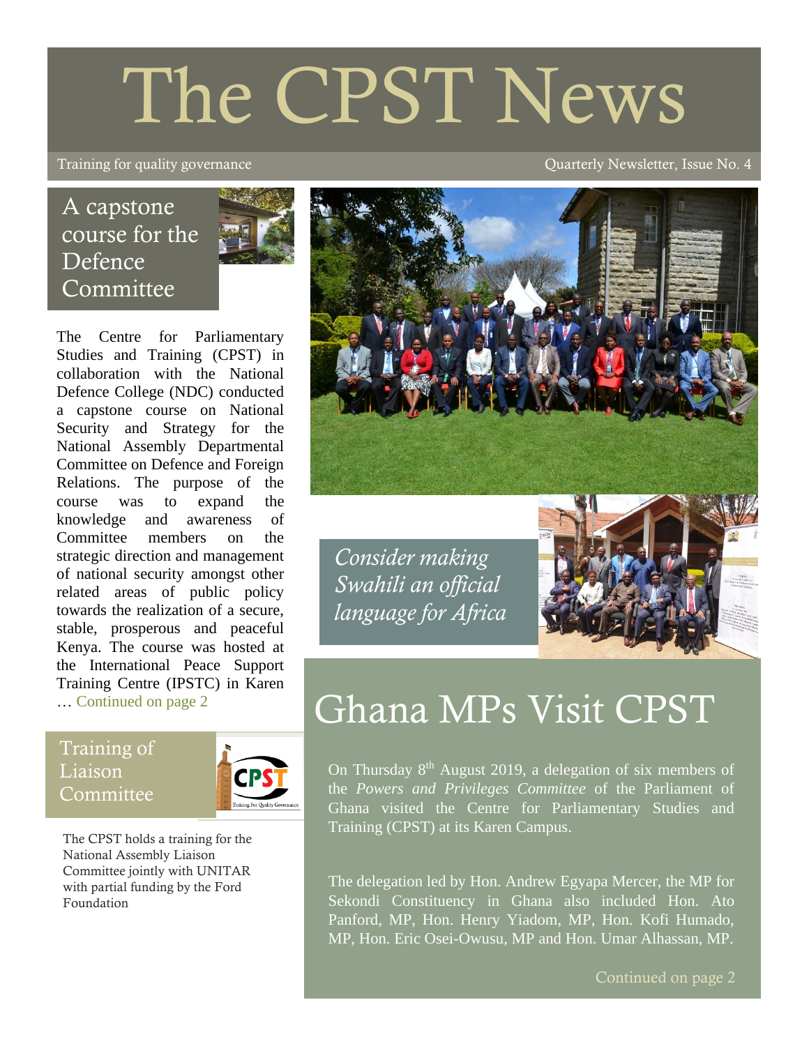# The CPST News

Training for quality governance

Quarterly Newsletter, Issue No. 4

## A capstone course for the Defence Committee

The Centre for Parliamentary Studies and Training (CPST) in collaboration with the National Defence College (NDC) conducted a capstone course on National Security and Strategy for the National Assembly Departmental Committee on Defence and Foreign Relations. The purpose of the course was to expand the knowledge and awareness of Committee members on the strategic direction and management of national security amongst other related areas of public policy towards the realization of a secure, stable, prosperous and peaceful Kenya. The course was hosted at the International Peace Support Training Centre (IPSTC) in Karen … Continued on page 2

## Training of Liaison Committee

The CPST holds a training for the National Assembly Liaison Committee jointly with UNITAR with partial funding by the Ford Foundation

*Consider making Swahili an official language for Africa*

## Ghana MPs Visit CPST

On Thursday 8th August 2019, a delegation of six members of the *Powers and Privileges Committee* of the Parliament of Ghana visited the Centre for Parliamentary Studies and Training (CPST) at its Karen Campus.

The delegation led by Hon. Andrew Egyapa Mercer, the MP for Sekondi Constituency in Ghana also included Hon. Ato Panford, MP, Hon. Henry Yiadom, MP, Hon. Kofi Humado, MP, Hon. Eric Osei-Owusu, MP and Hon. Umar Alhassan, MP.

Continued on page 2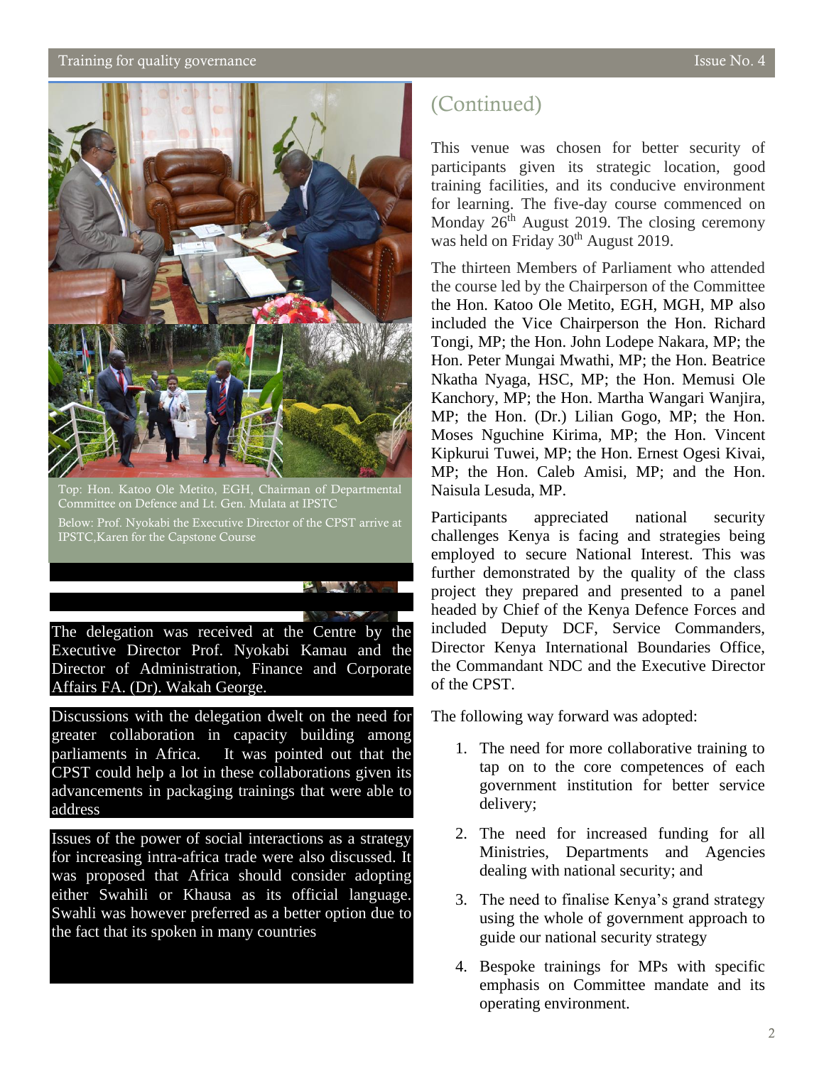Top: Hon. Katoo Ole Metito, EGH, Chairman of Departmental Committee on Defence and Lt. Gen. Mulata at IPSTC

Below: Prof. Nyokabi the Executive Director of the CPST arrive at IPSTC,Karen for the Capstone Course

The delegation was received at the Centre by the Executive Director Prof. Nyokabi Kamau and the Director of Administration, Finance and Corporate Affairs FA. (Dr). Wakah George.

Discussions with the delegation dwelt on the need for greater collaboration in capacity building among parliaments in Africa. It was pointed out that the CPST could help a lot in these collaborations given its advancements in packaging trainings that were able to address

Issues of the power of social interactions as a strategy for increasing intra-africa trade were also discussed. It was proposed that Africa should consider adopting either Swahili or Khausa as its official language. Swahli was however preferred as a better option due to the fact that its spoken in many countries

## (Continued)

This venue was chosen for better security of participants given its strategic location, good training facilities, and its conducive environment for learning. The five-day course commenced on Monday 26th August 2019. The closing ceremony was held on Friday 30th August 2019.

The thirteen Members of Parliament who attended the course led by the Chairperson of the Committee the Hon. Katoo Ole Metito, EGH, MGH, MP also included the Vice Chairperson the Hon. Richard Tongi, MP; the Hon. John Lodepe Nakara, MP; the Hon. Peter Mungai Mwathi, MP; the Hon. Beatrice Nkatha Nyaga, HSC, MP; the Hon. Memusi Ole Kanchory, MP; the Hon. Martha Wangari Wanjira, MP; the Hon. (Dr.) Lilian Gogo, MP; the Hon. Moses Nguchine Kirima, MP; the Hon. Vincent Kipkurui Tuwei, MP; the Hon. Ernest Ogesi Kivai, MP; the Hon. Caleb Amisi, MP; and the Hon. Naisula Lesuda, MP.

Participants appreciated national security challenges Kenya is facing and strategies being employed to secure National Interest. This was further demonstrated by the quality of the class project they prepared and presented to a panel headed by Chief of the Kenya Defence Forces and included Deputy DCF, Service Commanders, Director Kenya International Boundaries Office, the Commandant NDC and the Executive Director of the CPST.

The following way forward was adopted:

1. The need for more collaborative training to tap on to the core competences of each government institution for better service delivery;
2. The need for increased funding for all Ministries, Departments and Agencies dealing with national security; and
3. The need to finalise Kenya's grand strategy using the whole of government approach to guide our national security strategy
4. Bespoke trainings for MPs with specific emphasis on Committee mandate and its operating environment.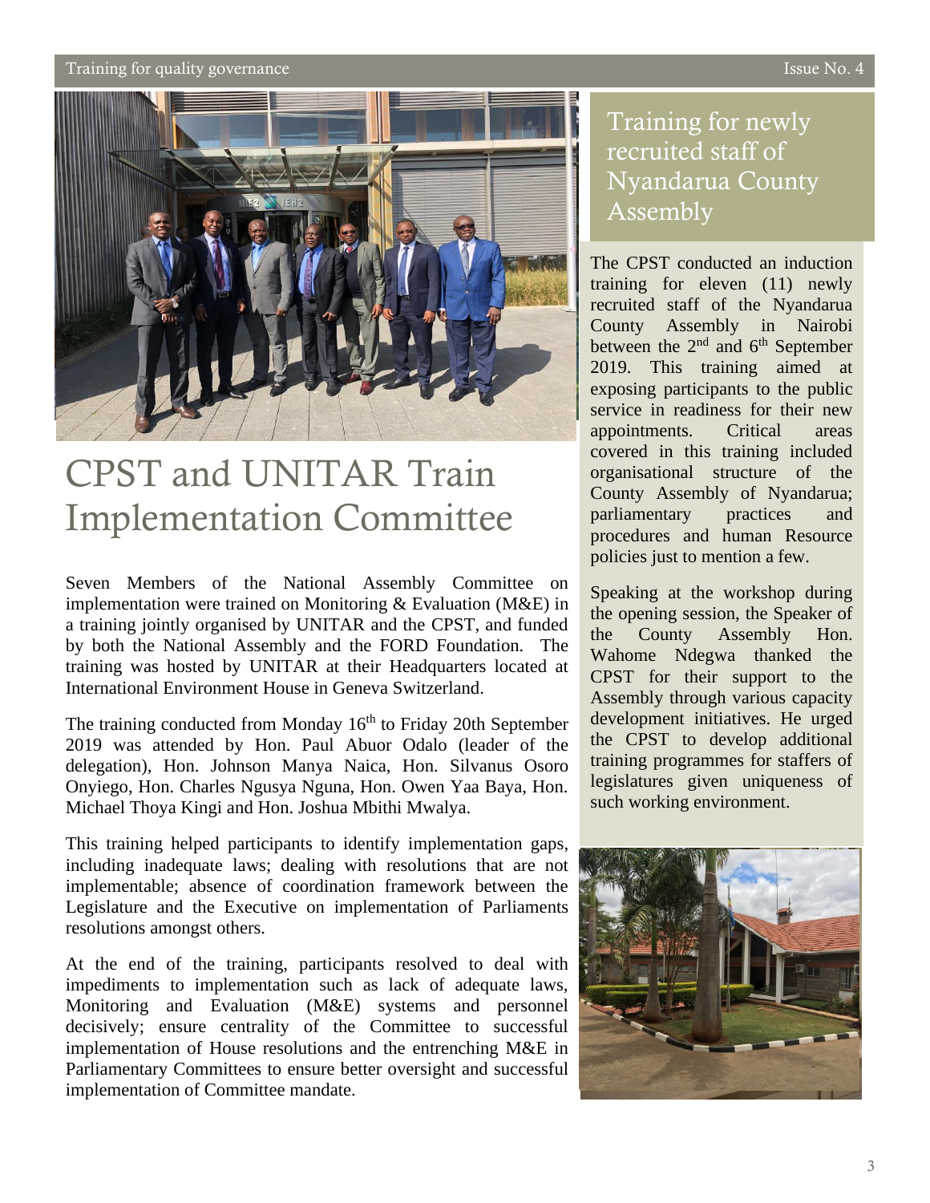# CPST and UNITAR Train Implementation Committee

Seven Members of the National Assembly Committee on implementation were trained on Monitoring & Evaluation (M&E) in a training jointly organised by UNITAR and the CPST, and funded by both the National Assembly and the FORD Foundation. The training was hosted by UNITAR at their Headquarters located at International Environment House in Geneva Switzerland.

The training conducted from Monday 16th to Friday 20th September 2019 was attended by Hon. Paul Abuor Odalo (leader of the delegation), Hon. Johnson Manya Naica, Hon. Silvanus Osoro Onyiego, Hon. Charles Ngusya Nguna, Hon. Owen Yaa Baya, Hon. Michael Thoya Kingi and Hon. Joshua Mbithi Mwalya.

This training helped participants to identify implementation gaps, including inadequate laws; dealing with resolutions that are not implementable; absence of coordination framework between the Legislature and the Executive on implementation of Parliaments resolutions amongst others.

At the end of the training, participants resolved to deal with impediments to implementation such as lack of adequate laws, Monitoring and Evaluation (M&E) systems and personnel decisively; ensure centrality of the Committee to successful implementation of House resolutions and the entrenching M&E in Parliamentary Committees to ensure better oversight and successful implementation of Committee mandate.

## Training for newly recruited staff of Nyandarua County Assembly

The CPST conducted an induction training for eleven (11) newly recruited staff of the Nyandarua County Assembly in Nairobi between the 2nd and 6th September 2019. This training aimed at exposing participants to the public service in readiness for their new appointments. Critical areas covered in this training included organisational structure of the County Assembly of Nyandarua; parliamentary practices and procedures and human Resource policies just to mention a few.

Speaking at the workshop during the opening session, the Speaker of the County Assembly Hon. Wahome Ndegwa thanked the CPST for their support to the Assembly through various capacity development initiatives. He urged the CPST to develop additional training programmes for staffers of legislatures given uniqueness of such working environment.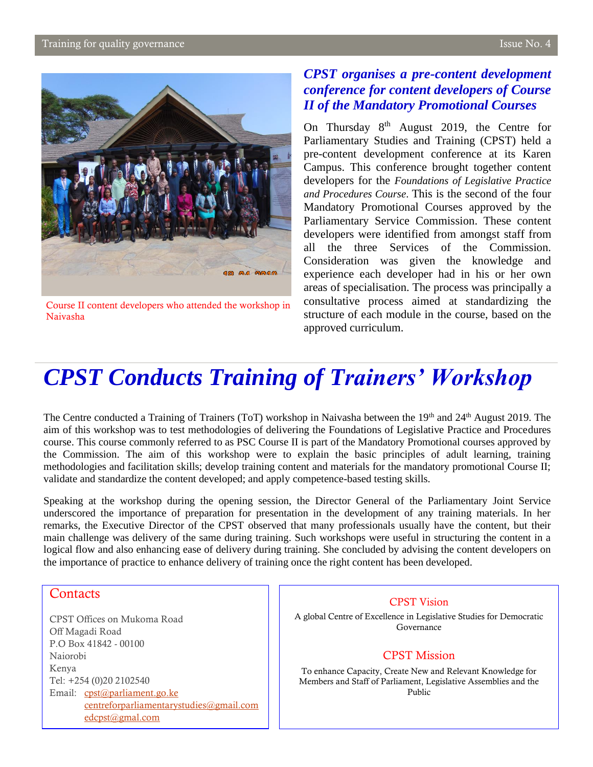Course II content developers who attended the workshop in Naivasha

### *CPST organises a pre-content development conference for content developers of Course II of the Mandatory Promotional Courses*

On Thursday 8th August 2019, the Centre for Parliamentary Studies and Training (CPST) held a pre-content development conference at its Karen Campus. This conference brought together content developers for the *Foundations of Legislative Practice and Procedures Course*. This is the second of the four Mandatory Promotional Courses approved by the Parliamentary Service Commission. These content developers were identified from amongst staff from all the three Services of the Commission. Consideration was given the knowledge and experience each developer had in his or her own areas of specialisation. The process was principally a consultative process aimed at standardizing the structure of each module in the course, based on the approved curriculum.

# *CPST Conducts Training of Trainers' Workshop*

The Centre conducted a Training of Trainers (ToT) workshop in Naivasha between the 19th and 24th August 2019. The aim of this workshop was to test methodologies of delivering the Foundations of Legislative Practice and Procedures course. This course commonly referred to as PSC Course II is part of the Mandatory Promotional courses approved by the Commission. The aim of this workshop were to explain the basic principles of adult learning, training methodologies and facilitation skills; develop training content and materials for the mandatory promotional Course II; validate and standardize the content developed; and apply competence-based testing skills.

Speaking at the workshop during the opening session, the Director General of the Parliamentary Joint Service underscored the importance of preparation for presentation in the development of any training materials. In her remarks, the Executive Director of the CPST observed that many professionals usually have the content, but their main challenge was delivery of the same during training. Such workshops were useful in structuring the content in a logical flow and also enhancing ease of delivery during training. She concluded by advising the content developers on the importance of practice to enhance delivery of training once the right content has been developed.

## Contacts

CPST Offices on Mukoma Road
Off Magadi Road
P.O Box 41842 - 00100
Naiorobi
Kenya
Tel: +254 (0)20 2102540
Email: cpst@parliament.go.ke
centreforparliamentarystudies@gmail.com
edcpst@gmal.com

## CPST Vision

A global Centre of Excellence in Legislative Studies for Democratic Governance

## CPST Mission

To enhance Capacity, Create New and Relevant Knowledge for Members and Staff of Parliament, Legislative Assemblies and the Public